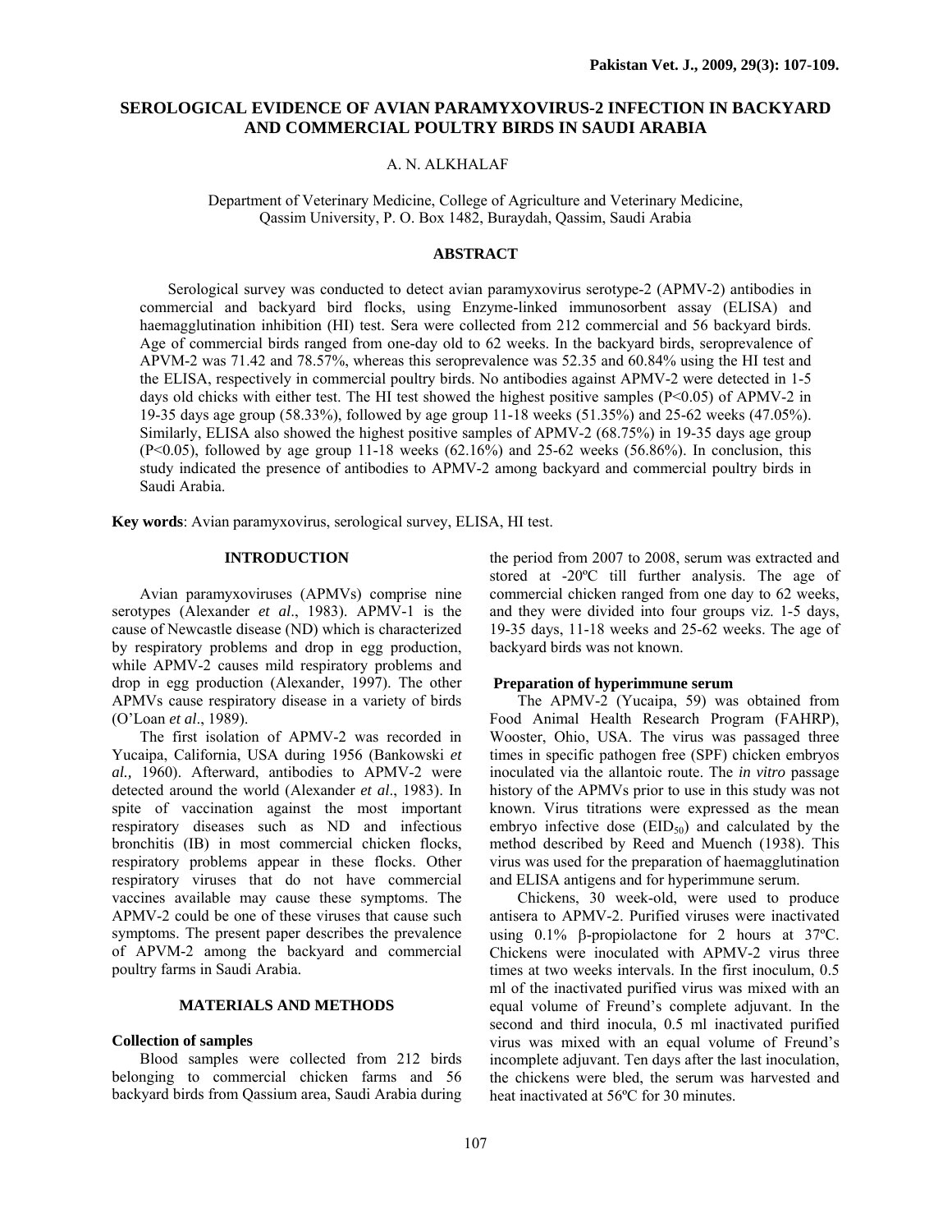# SEROLOGICAL EVIDENCE OF AVIAN PARAMYXOVIRUS-2 INFECTION IN BACKYARD AND COMMERCIAL POULTRY BIRDS IN SAUDI ARABIA

A. N. ALKHALAF

Department of Veterinary Medicine, College of Agriculture and Veterinary Medicine, Qassim University, P. O. Box 1482, Buraydah, Qassim, Saudi Arabia

## ABSTRACT

Serological survey was conducted to detect avian paramyxovirus serotype-2 (APMV-2) antibodies in commercial and backyard bird flocks, using Enzyme-linked immunosorbent assay (ELISA) and haemagglutination inhibition (HI) test. Sera were collected from 212 commercial and 56 backyard birds. Age of commercial birds ranged from one-day old to 62 weeks. In the backyard birds, seroprevalence of APVM-2 was 71.42 and 78.57%, whereas this seroprevalence was 52.35 and 60.84% using the HI test and the ELISA, respectively in commercial poultry birds. No antibodies against APMV-2 were detected in 1-5 days old chicks with either test. The HI test showed the highest positive samples ($P<0.05$) of APMV-2 in 19-35 days age group (58.33%), followed by age group 11-18 weeks (51.35%) and 25-62 weeks (47.05%). Similarly, ELISA also showed the highest positive samples of APMV-2 (68.75%) in 19-35 days age group ($P<0.05$), followed by age group 11-18 weeks (62.16%) and 25-62 weeks (56.86%). In conclusion, this study indicated the presence of antibodies to APMV-2 among backyard and commercial poultry birds in Saudi Arabia.

**Key words**: Avian paramyxovirus, serological survey, ELISA, HI test.

## INTRODUCTION

Avian paramyxoviruses (APMVs) comprise nine serotypes (Alexander *et al*., 1983). APMV-1 is the cause of Newcastle disease (ND) which is characterized by respiratory problems and drop in egg production, while APMV-2 causes mild respiratory problems and drop in egg production (Alexander, 1997). The other APMVs cause respiratory disease in a variety of birds (O'Loan *et al*., 1989).

The first isolation of APMV-2 was recorded in Yucaipa, California, USA during 1956 (Bankowski *et al.,* 1960). Afterward, antibodies to APMV-2 were detected around the world (Alexander *et al*., 1983). In spite of vaccination against the most important respiratory diseases such as ND and infectious bronchitis (IB) in most commercial chicken flocks, respiratory problems appear in these flocks. Other respiratory viruses that do not have commercial vaccines available may cause these symptoms. The APMV-2 could be one of these viruses that cause such symptoms. The present paper describes the prevalence of APVM-2 among the backyard and commercial poultry farms in Saudi Arabia.

## MATERIALS AND METHODS

### Collection of samples

Blood samples were collected from 212 birds belonging to commercial chicken farms and 56 backyard birds from Qassium area, Saudi Arabia during the period from 2007 to 2008, serum was extracted and stored at -20ºC till further analysis. The age of commercial chicken ranged from one day to 62 weeks, and they were divided into four groups viz. 1-5 days, 19-35 days, 11-18 weeks and 25-62 weeks. The age of backyard birds was not known.

### Preparation of hyperimmune serum

The APMV-2 (Yucaipa, 59) was obtained from Food Animal Health Research Program (FAHRP), Wooster, Ohio, USA. The virus was passaged three times in specific pathogen free (SPF) chicken embryos inoculated via the allantoic route. The *in vitro* passage history of the APMVs prior to use in this study was not known. Virus titrations were expressed as the mean embryo infective dose ($EID_{50}$) and calculated by the method described by Reed and Muench (1938). This virus was used for the preparation of haemagglutination and ELISA antigens and for hyperimmune serum.

Chickens, 30 week-old, were used to produce antisera to APMV-2. Purified viruses were inactivated using 0.1% β-propiolactone for 2 hours at 37ºC. Chickens were inoculated with APMV-2 virus three times at two weeks intervals. In the first inoculum, 0.5 ml of the inactivated purified virus was mixed with an equal volume of Freund's complete adjuvant. In the second and third inocula, 0.5 ml inactivated purified virus was mixed with an equal volume of Freund's incomplete adjuvant. Ten days after the last inoculation, the chickens were bled, the serum was harvested and heat inactivated at 56ºC for 30 minutes.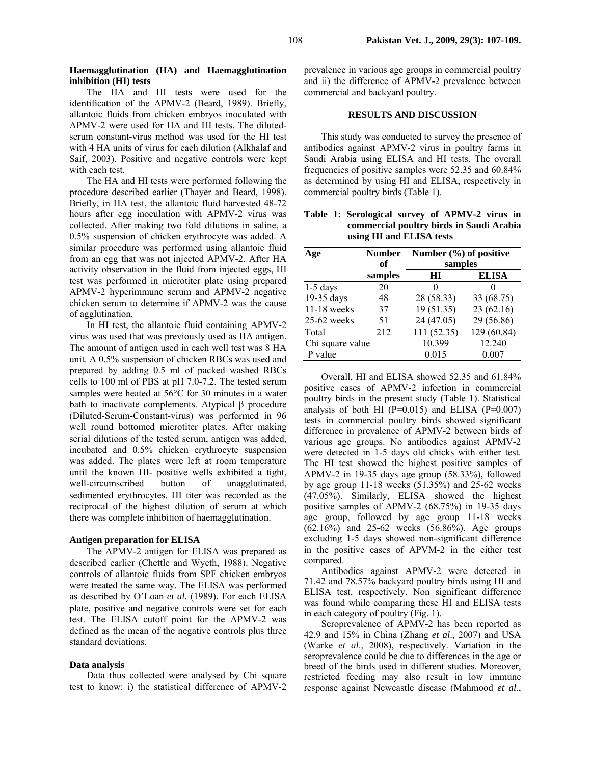### Haemagglutination (HA) and Haemagglutination inhibition (HI) tests

The HA and HI tests were used for the identification of the APMV-2 (Beard, 1989). Briefly, allantoic fluids from chicken embryos inoculated with APMV-2 were used for HA and HI tests. The diluted-serum constant-virus method was used for the HI test with 4 HA units of virus for each dilution (Alkhalaf and Saif, 2003). Positive and negative controls were kept with each test.

The HA and HI tests were performed following the procedure described earlier (Thayer and Beard, 1998). Briefly, in HA test, the allantoic fluid harvested 48-72 hours after egg inoculation with APMV-2 virus was collected. After making two fold dilutions in saline, a 0.5% suspension of chicken erythrocyte was added. A similar procedure was performed using allantoic fluid from an egg that was not injected APMV-2. After HA activity observation in the fluid from injected eggs, HI test was performed in microtiter plate using prepared APMV-2 hyperimmune serum and APMV-2 negative chicken serum to determine if APMV-2 was the cause of agglutination.

In HI test, the allantoic fluid containing APMV-2 virus was used that was previously used as HA antigen. The amount of antigen used in each well test was 8 HA unit. A 0.5% suspension of chicken RBCs was used and prepared by adding 0.5 ml of packed washed RBCs cells to 100 ml of PBS at pH 7.0-7.2. The tested serum samples were heated at 56°C for 30 minutes in a water bath to inactivate complements. Atypical β procedure (Diluted-Serum-Constant-virus) was performed in 96 well round bottomed microtiter plates. After making serial dilutions of the tested serum, antigen was added, incubated and 0.5% chicken erythrocyte suspension was added. The plates were left at room temperature until the known HI- positive wells exhibited a tight, well-circumscribed button of unagglutinated, sedimented erythrocytes. HI titer was recorded as the reciprocal of the highest dilution of serum at which there was complete inhibition of haemagglutination.

### Antigen preparation for ELISA

The APMV-2 antigen for ELISA was prepared as described earlier (Chettle and Wyeth, 1988). Negative controls of allantoic fluids from SPF chicken embryos were treated the same way. The ELISA was performed as described by O'Loan *et al.* (1989). For each ELISA plate, positive and negative controls were set for each test. The ELISA cutoff point for the APMV-2 was defined as the mean of the negative controls plus three standard deviations.

### Data analysis

Data thus collected were analysed by Chi square test to know: i) the statistical difference of APMV-2 prevalence in various age groups in commercial poultry and ii) the difference of APMV-2 prevalence between commercial and backyard poultry.

## RESULTS AND DISCUSSION

This study was conducted to survey the presence of antibodies against APMV-2 virus in poultry farms in Saudi Arabia using ELISA and HI tests. The overall frequencies of positive samples were 52.35 and 60.84% as determined by using HI and ELISA, respectively in commercial poultry birds (Table 1).

**Table 1: Serological survey of APMV-2 virus in commercial poultry birds in Saudi Arabia using HI and ELISA tests**

| Age | Number of samples | Number (%) of positive samples | |
|---|---|---|---|
| | | HI | ELISA |
| 1-5 days | 20 | 0 | 0 |
| 19-35 days | 48 | 28 (58.33) | 33 (68.75) |
| 11-18 weeks | 37 | 19 (51.35) | 23 (62.16) |
| 25-62 weeks | 51 | 24 (47.05) | 29 (56.86) |
| Total | 212 | 111 (52.35) | 129 (60.84) |
| Chi square value | | 10.399 | 12.240 |
| P value | | 0.015 | 0.007 |

Overall, HI and ELISA showed 52.35 and 61.84% positive cases of APMV-2 infection in commercial poultry birds in the present study (Table 1). Statistical analysis of both HI (P=0.015) and ELISA (P=0.007) tests in commercial poultry birds showed significant difference in prevalence of APMV-2 between birds of various age groups. No antibodies against APMV-2 were detected in 1-5 days old chicks with either test. The HI test showed the highest positive samples of APMV-2 in 19-35 days age group (58.33%), followed by age group 11-18 weeks (51.35%) and 25-62 weeks (47.05%). Similarly, ELISA showed the highest positive samples of APMV-2 (68.75%) in 19-35 days age group, followed by age group 11-18 weeks (62.16%) and 25-62 weeks (56.86%). Age groups excluding 1-5 days showed non-significant difference in the positive cases of APVM-2 in the either test compared.

Antibodies against APMV-2 were detected in 71.42 and 78.57% backyard poultry birds using HI and ELISA test, respectively. Non significant difference was found while comparing these HI and ELISA tests in each category of poultry (Fig. 1).

Seroprevalence of APMV-2 has been reported as 42.9 and 15% in China (Zhang *et al*., 2007) and USA (Warke *et al*., 2008), respectively. Variation in the seroprevalence could be due to differences in the age or breed of the birds used in different studies. Moreover, restricted feeding may also result in low immune response against Newcastle disease (Mahmood *et al*.,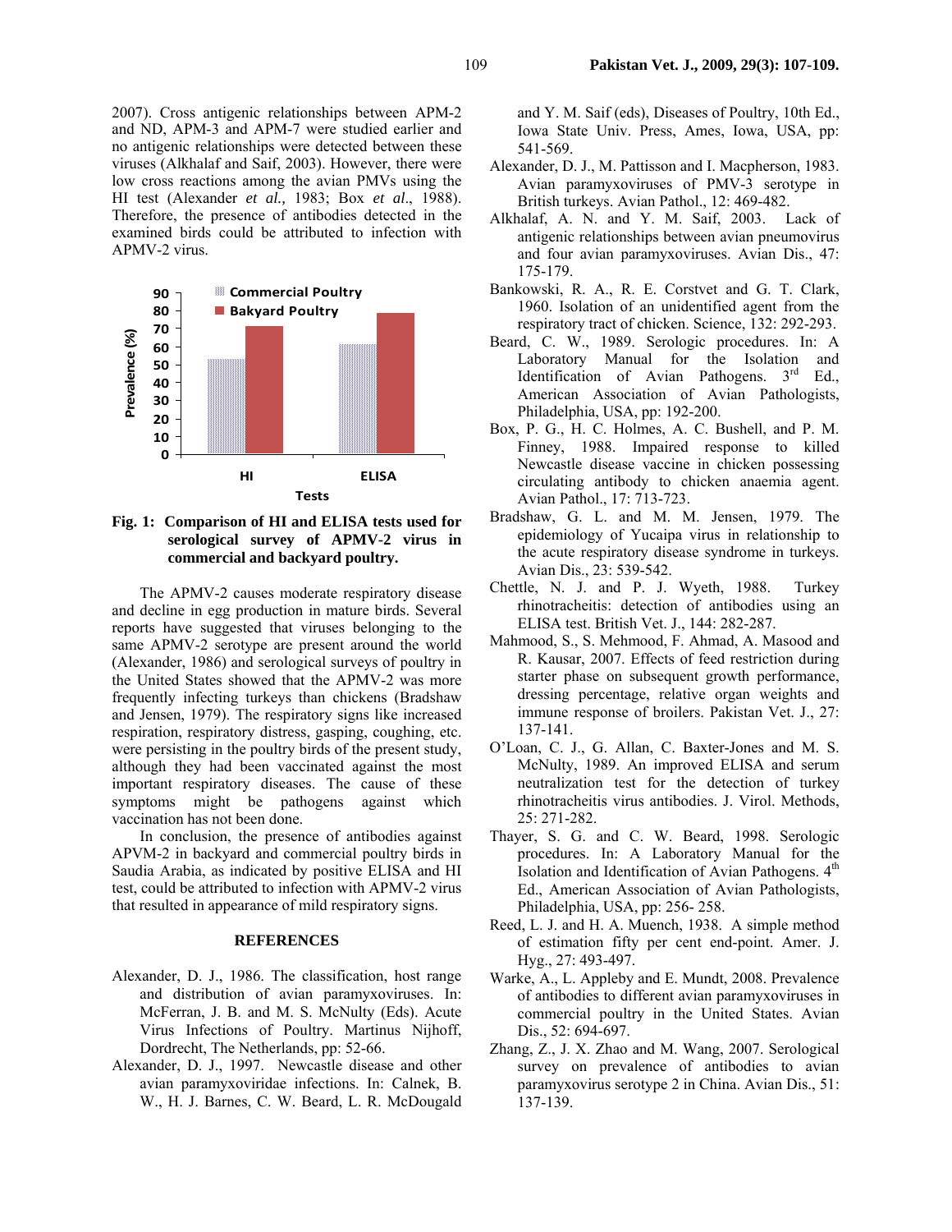2007). Cross antigenic relationships between APM-2 and ND, APM-3 and APM-7 were studied earlier and no antigenic relationships were detected between these viruses (Alkhalaf and Saif, 2003). However, there were low cross reactions among the avian PMVs using the HI test (Alexander *et al.,* 1983; Box *et al*., 1988). Therefore, the presence of antibodies detected in the examined birds could be attributed to infection with APMV-2 virus.

90
80
70
60
50
40
30
20
10
0

Prevalence (%)

Commercial Poultry
Bakyard Poultry

HI
ELISA

Tests

**Fig. 1: Comparison of HI and ELISA tests used for serological survey of APMV-2 virus in commercial and backyard poultry.**

The APMV-2 causes moderate respiratory disease and decline in egg production in mature birds. Several reports have suggested that viruses belonging to the same APMV-2 serotype are present around the world (Alexander, 1986) and serological surveys of poultry in the United States showed that the APMV-2 was more frequently infecting turkeys than chickens (Bradshaw and Jensen, 1979). The respiratory signs like increased respiration, respiratory distress, gasping, coughing, etc. were persisting in the poultry birds of the present study, although they had been vaccinated against the most important respiratory diseases. The cause of these symptoms might be pathogens against which vaccination has not been done.

In conclusion, the presence of antibodies against APVM-2 in backyard and commercial poultry birds in Saudia Arabia, as indicated by positive ELISA and HI test, could be attributed to infection with APMV-2 virus that resulted in appearance of mild respiratory signs.

## REFERENCES

Alexander, D. J., 1986. The classification, host range and distribution of avian paramyxoviruses. In: McFerran, J. B. and M. S. McNulty (Eds). Acute Virus Infections of Poultry. Martinus Nijhoff, Dordrecht, The Netherlands, pp: 52-66.

Alexander, D. J., 1997. Newcastle disease and other avian paramyxoviridae infections. In: Calnek, B. W., H. J. Barnes, C. W. Beard, L. R. McDougald and Y. M. Saif (eds), Diseases of Poultry, 10th Ed., Iowa State Univ. Press, Ames, Iowa, USA, pp: 541-569.

Alexander, D. J., M. Pattisson and I. Macpherson, 1983. Avian paramyxoviruses of PMV-3 serotype in British turkeys. Avian Pathol., 12: 469-482.

Alkhalaf, A. N. and Y. M. Saif, 2003. Lack of antigenic relationships between avian pneumovirus and four avian paramyxoviruses. Avian Dis., 47: 175-179.

Bankowski, R. A., R. E. Corstvet and G. T. Clark, 1960. Isolation of an unidentified agent from the respiratory tract of chicken. Science, 132: 292-293.

Beard, C. W., 1989. Serologic procedures. In: A Laboratory Manual for the Isolation and Identification of Avian Pathogens. 3rd Ed., American Association of Avian Pathologists, Philadelphia, USA, pp: 192-200.

Box, P. G., H. C. Holmes, A. C. Bushell, and P. M. Finney, 1988. Impaired response to killed Newcastle disease vaccine in chicken possessing circulating antibody to chicken anaemia agent. Avian Pathol., 17: 713-723.

Bradshaw, G. L. and M. M. Jensen, 1979. The epidemiology of Yucaipa virus in relationship to the acute respiratory disease syndrome in turkeys. Avian Dis., 23: 539-542.

Chettle, N. J. and P. J. Wyeth, 1988. Turkey rhinotracheitis: detection of antibodies using an ELISA test. British Vet. J., 144: 282-287.

Mahmood, S., S. Mehmood, F. Ahmad, A. Masood and R. Kausar, 2007. Effects of feed restriction during starter phase on subsequent growth performance, dressing percentage, relative organ weights and immune response of broilers. Pakistan Vet. J., 27: 137-141.

O'Loan, C. J., G. Allan, C. Baxter-Jones and M. S. McNulty, 1989. An improved ELISA and serum neutralization test for the detection of turkey rhinotracheitis virus antibodies. J. Virol. Methods, 25: 271-282.

Thayer, S. G. and C. W. Beard, 1998. Serologic procedures. In: A Laboratory Manual for the Isolation and Identification of Avian Pathogens. 4th Ed., American Association of Avian Pathologists, Philadelphia, USA, pp: 256- 258.

Reed, L. J. and H. A. Muench, 1938. A simple method of estimation fifty per cent end-point. Amer. J. Hyg., 27: 493-497.

Warke, A., L. Appleby and E. Mundt, 2008. Prevalence of antibodies to different avian paramyxoviruses in commercial poultry in the United States. Avian Dis., 52: 694-697.

Zhang, Z., J. X. Zhao and M. Wang, 2007. Serological survey on prevalence of antibodies to avian paramyxovirus serotype 2 in China. Avian Dis., 51: 137-139.